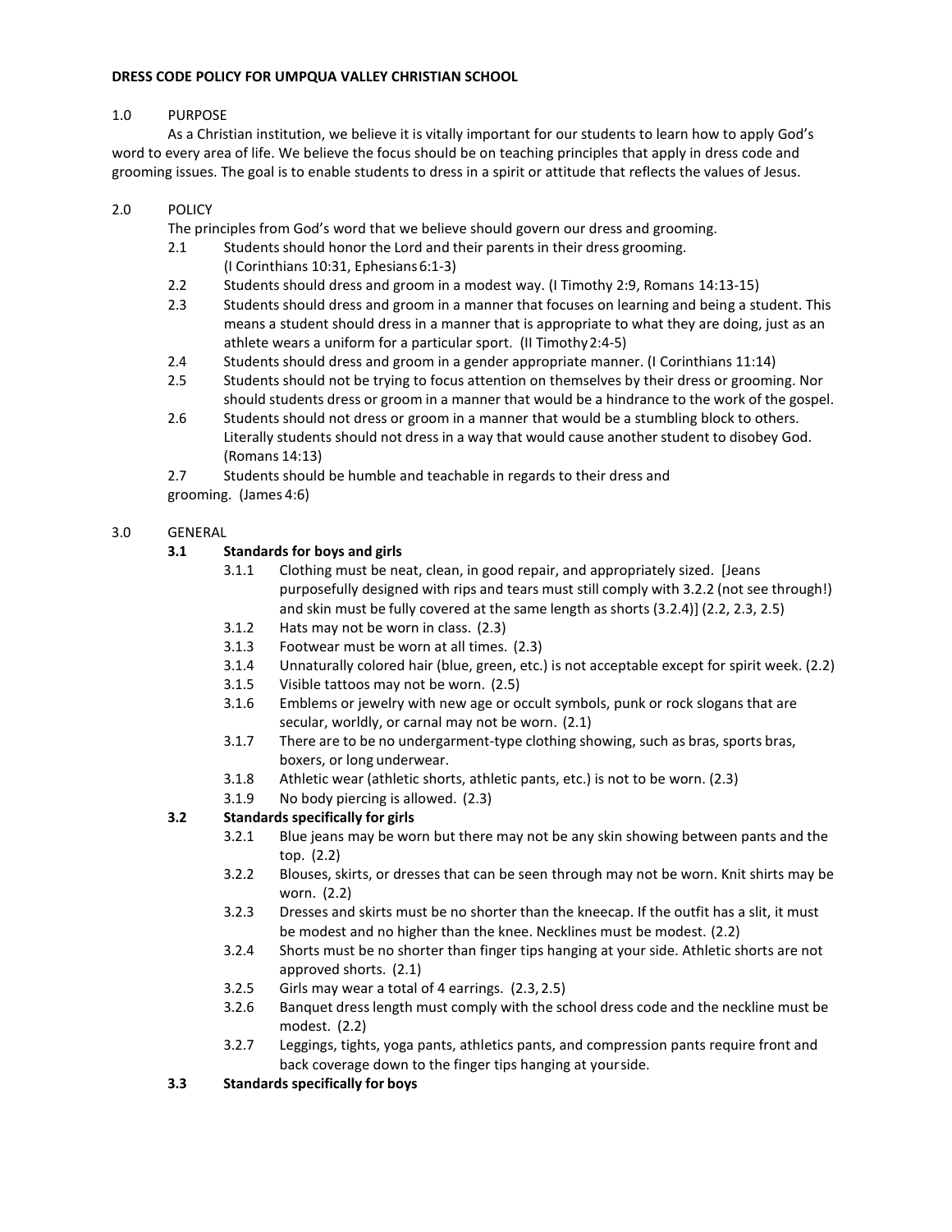**DRESS CODE POLICY FOR UMPQUA VALLEY CHRISTIAN SCHOOL**

1.0 PURPOSE

As a Christian institution, we believe it is vitally important for our students to learn how to apply God's word to every area of life. We believe the focus should be on teaching principles that apply in dress code and grooming issues. The goal is to enable students to dress in a spirit or attitude that reflects the values of Jesus.

2.0 POLICY

The principles from God's word that we believe should govern our dress and grooming.

- 2.1 Students should honor the Lord and their parents in their dress grooming. (I Corinthians 10:31, Ephesians 6:1-3)
- 2.2 Students should dress and groom in a modest way. (I Timothy 2:9, Romans 14:13-15)
- 2.3 Students should dress and groom in a manner that focuses on learning and being a student. This means a student should dress in a manner that is appropriate to what they are doing, just as an athlete wears a uniform for a particular sport. (II Timothy 2:4-5)
- 2.4 Students should dress and groom in a gender appropriate manner. (I Corinthians 11:14)
- 2.5 Students should not be trying to focus attention on themselves by their dress or grooming. Nor should students dress or groom in a manner that would be a hindrance to the work of the gospel.
- 2.6 Students should not dress or groom in a manner that would be a stumbling block to others. Literally students should not dress in a way that would cause another student to disobey God. (Romans 14:13)
- 2.7 Students should be humble and teachable in regards to their dress and grooming. (James 4:6)

3.0 GENERAL

**3.1 Standards for boys and girls**

- 3.1.1 Clothing must be neat, clean, in good repair, and appropriately sized. [Jeans purposefully designed with rips and tears must still comply with 3.2.2 (not see through!) and skin must be fully covered at the same length as shorts (3.2.4)] (2.2, 2.3, 2.5)
- 3.1.2 Hats may not be worn in class. (2.3)
- 3.1.3 Footwear must be worn at all times. (2.3)
- 3.1.4 Unnaturally colored hair (blue, green, etc.) is not acceptable except for spirit week. (2.2)
- 3.1.5 Visible tattoos may not be worn. (2.5)
- 3.1.6 Emblems or jewelry with new age or occult symbols, punk or rock slogans that are secular, worldly, or carnal may not be worn. (2.1)
- 3.1.7 There are to be no undergarment-type clothing showing, such as bras, sports bras, boxers, or long underwear.
- 3.1.8 Athletic wear (athletic shorts, athletic pants, etc.) is not to be worn. (2.3)
- 3.1.9 No body piercing is allowed. (2.3)

**3.2 Standards specifically for girls**

- 3.2.1 Blue jeans may be worn but there may not be any skin showing between pants and the top. (2.2)
- 3.2.2 Blouses, skirts, or dresses that can be seen through may not be worn. Knit shirts may be worn. (2.2)
- 3.2.3 Dresses and skirts must be no shorter than the kneecap. If the outfit has a slit, it must be modest and no higher than the knee. Necklines must be modest. (2.2)
- 3.2.4 Shorts must be no shorter than finger tips hanging at your side. Athletic shorts are not approved shorts. (2.1)
- 3.2.5 Girls may wear a total of 4 earrings. (2.3, 2.5)
- 3.2.6 Banquet dress length must comply with the school dress code and the neckline must be modest. (2.2)
- 3.2.7 Leggings, tights, yoga pants, athletics pants, and compression pants require front and back coverage down to the finger tips hanging at your side.

**3.3 Standards specifically for boys**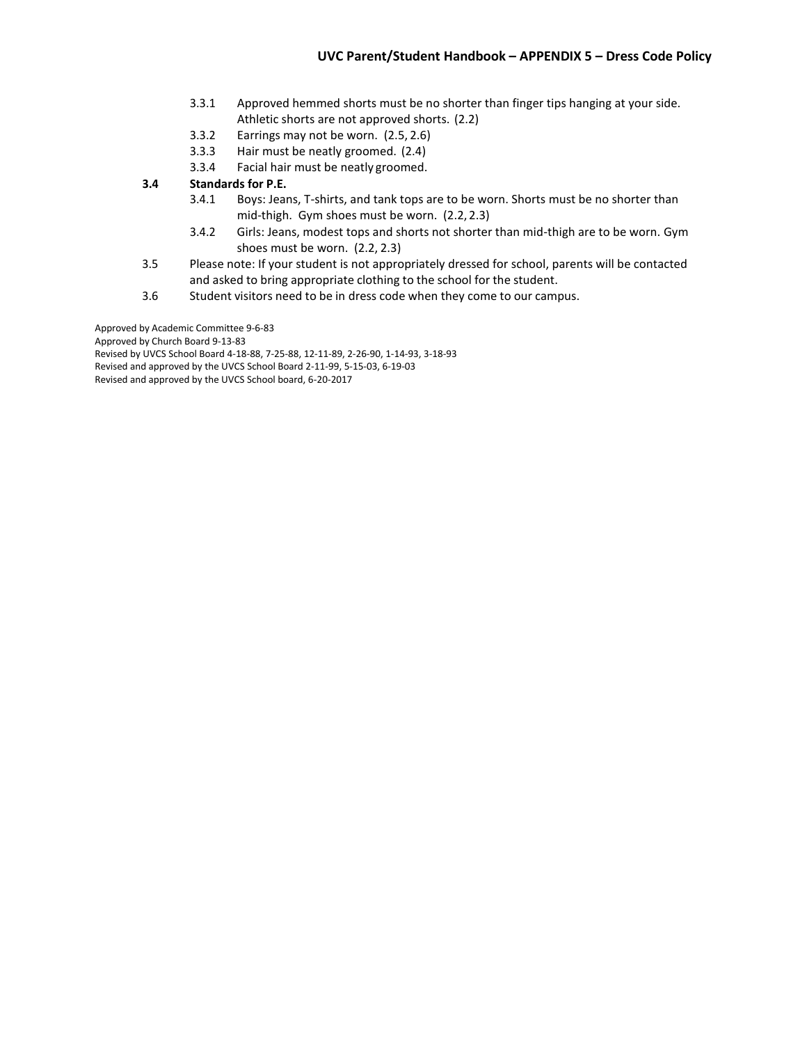- 3.3.1 Approved hemmed shorts must be no shorter than finger tips hanging at your side. Athletic shorts are not approved shorts. (2.2)
- 3.3.2 Earrings may not be worn. (2.5, 2.6)
- 3.3.3 Hair must be neatly groomed. (2.4)
- 3.3.4 Facial hair must be neatly groomed.

**3.4 Standards for P.E.**

- 3.4.1 Boys: Jeans, T-shirts, and tank tops are to be worn. Shorts must be no shorter than mid-thigh. Gym shoes must be worn. (2.2, 2.3)
- 3.4.2 Girls: Jeans, modest tops and shorts not shorter than mid-thigh are to be worn. Gym shoes must be worn. (2.2, 2.3)

3.5 Please note: If your student is not appropriately dressed for school, parents will be contacted and asked to bring appropriate clothing to the school for the student.

3.6 Student visitors need to be in dress code when they come to our campus.

Approved by Academic Committee 9-6-83
Approved by Church Board 9-13-83
Revised by UVCS School Board 4-18-88, 7-25-88, 12-11-89, 2-26-90, 1-14-93, 3-18-93
Revised and approved by the UVCS School Board 2-11-99, 5-15-03, 6-19-03
Revised and approved by the UVCS School board, 6-20-2017